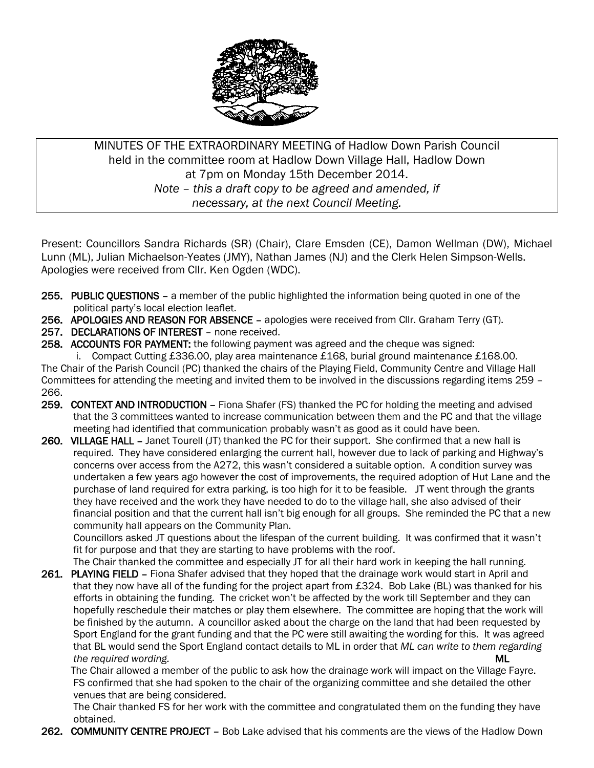MINUTES OF THE EXTRAORDINARY MEETING of Hadlow Down Parish Council held in the committee room at Hadlow Down Village Hall, Hadlow Down at 7pm on Monday 15th December 2014.
*Note – this a draft copy to be agreed and amended, if necessary, at the next Council Meeting.*

Present: Councillors Sandra Richards (SR) (Chair), Clare Emsden (CE), Damon Wellman (DW), Michael Lunn (ML), Julian Michaelson-Yeates (JMY), Nathan James (NJ) and the Clerk Helen Simpson-Wells. Apologies were received from Cllr. Ken Ogden (WDC).

**255. PUBLIC QUESTIONS** – a member of the public highlighted the information being quoted in one of the political party's local election leaflet.

**256. APOLOGIES AND REASON FOR ABSENCE** – apologies were received from Cllr. Graham Terry (GT).

**257. DECLARATIONS OF INTEREST** – none received.

**258. ACCOUNTS FOR PAYMENT:** the following payment was agreed and the cheque was signed:

i. Compact Cutting £336.00, play area maintenance £168, burial ground maintenance £168.00.

The Chair of the Parish Council (PC) thanked the chairs of the Playing Field, Community Centre and Village Hall Committees for attending the meeting and invited them to be involved in the discussions regarding items 259 – 266.

**259. CONTEXT AND INTRODUCTION** – Fiona Shafer (FS) thanked the PC for holding the meeting and advised that the 3 committees wanted to increase communication between them and the PC and that the village meeting had identified that communication probably wasn't as good as it could have been.

**260. VILLAGE HALL** – Janet Tourell (JT) thanked the PC for their support. She confirmed that a new hall is required. They have considered enlarging the current hall, however due to lack of parking and Highway's concerns over access from the A272, this wasn't considered a suitable option. A condition survey was undertaken a few years ago however the cost of improvements, the required adoption of Hut Lane and the purchase of land required for extra parking, is too high for it to be feasible. JT went through the grants they have received and the work they have needed to do to the village hall, she also advised of their financial position and that the current hall isn't big enough for all groups. She reminded the PC that a new community hall appears on the Community Plan.

Councillors asked JT questions about the lifespan of the current building. It was confirmed that it wasn't fit for purpose and that they are starting to have problems with the roof.

The Chair thanked the committee and especially JT for all their hard work in keeping the hall running.

**261. PLAYING FIELD** – Fiona Shafer advised that they hoped that the drainage work would start in April and that they now have all of the funding for the project apart from £324. Bob Lake (BL) was thanked for his efforts in obtaining the funding. The cricket won't be affected by the work till September and they can hopefully reschedule their matches or play them elsewhere. The committee are hoping that the work will be finished by the autumn. A councillor asked about the charge on the land that had been requested by Sport England for the grant funding and that the PC were still awaiting the wording for this. It was agreed that BL would send the Sport England contact details to ML in order that *ML can write to them regarding the required wording.* **ML**

The Chair allowed a member of the public to ask how the drainage work will impact on the Village Fayre. FS confirmed that she had spoken to the chair of the organizing committee and she detailed the other venues that are being considered.

The Chair thanked FS for her work with the committee and congratulated them on the funding they have obtained.

**262. COMMUNITY CENTRE PROJECT** – Bob Lake advised that his comments are the views of the Hadlow Down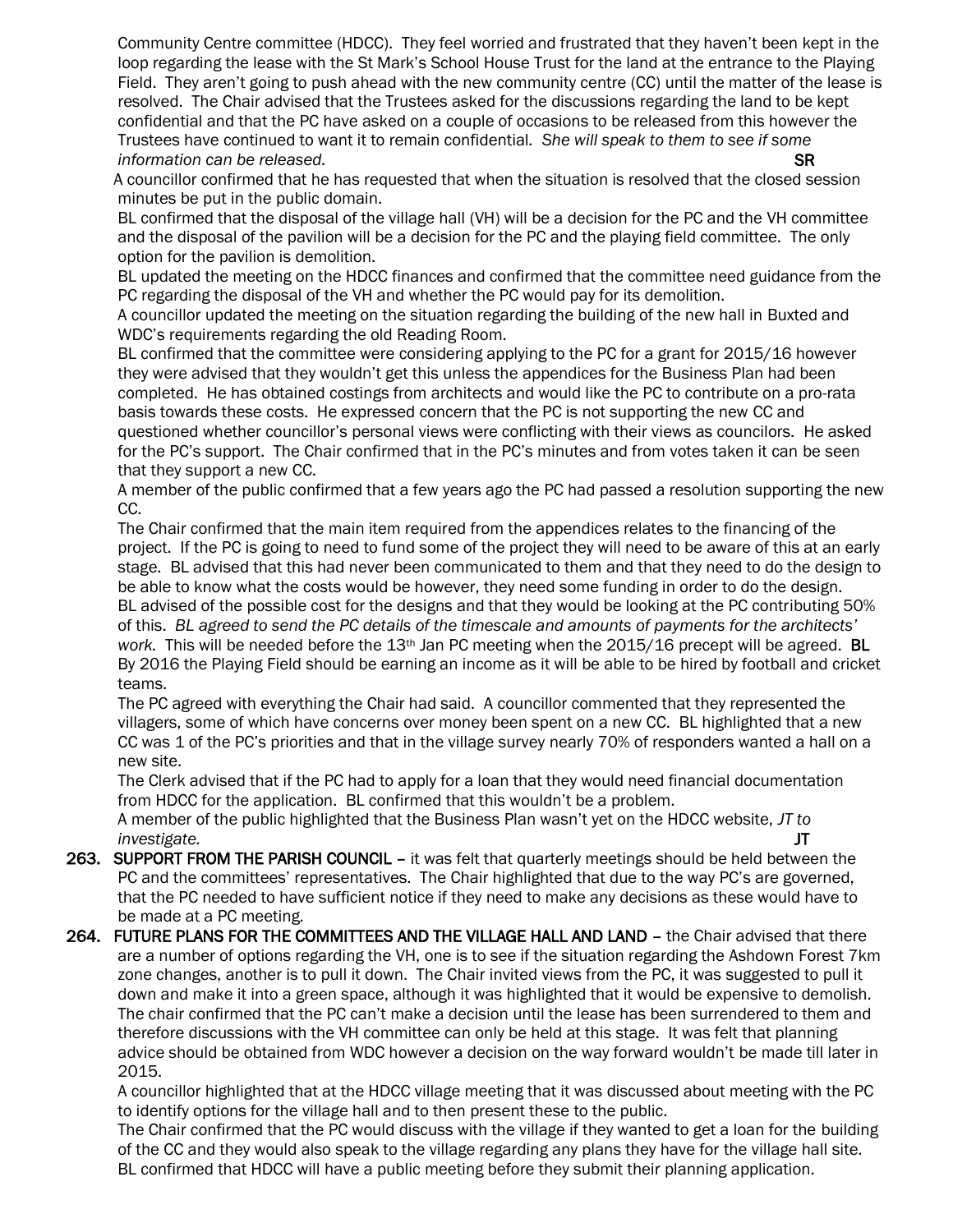Community Centre committee (HDCC). They feel worried and frustrated that they haven't been kept in the loop regarding the lease with the St Mark's School House Trust for the land at the entrance to the Playing Field. They aren't going to push ahead with the new community centre (CC) until the matter of the lease is resolved. The Chair advised that the Trustees asked for the discussions regarding the land to be kept confidential and that the PC have asked on a couple of occasions to be released from this however the Trustees have continued to want it to remain confidential. *She will speak to them to see if some information can be released.* **SR**

A councillor confirmed that he has requested that when the situation is resolved that the closed session minutes be put in the public domain.

BL confirmed that the disposal of the village hall (VH) will be a decision for the PC and the VH committee and the disposal of the pavilion will be a decision for the PC and the playing field committee. The only option for the pavilion is demolition.

BL updated the meeting on the HDCC finances and confirmed that the committee need guidance from the PC regarding the disposal of the VH and whether the PC would pay for its demolition.

A councillor updated the meeting on the situation regarding the building of the new hall in Buxted and WDC's requirements regarding the old Reading Room.

BL confirmed that the committee were considering applying to the PC for a grant for 2015/16 however they were advised that they wouldn't get this unless the appendices for the Business Plan had been completed. He has obtained costings from architects and would like the PC to contribute on a pro-rata basis towards these costs. He expressed concern that the PC is not supporting the new CC and questioned whether councillor's personal views were conflicting with their views as councilors. He asked for the PC's support. The Chair confirmed that in the PC's minutes and from votes taken it can be seen that they support a new CC.

A member of the public confirmed that a few years ago the PC had passed a resolution supporting the new CC.

The Chair confirmed that the main item required from the appendices relates to the financing of the project. If the PC is going to need to fund some of the project they will need to be aware of this at an early stage. BL advised that this had never been communicated to them and that they need to do the design to be able to know what the costs would be however, they need some funding in order to do the design. BL advised of the possible cost for the designs and that they would be looking at the PC contributing 50% of this. *BL agreed to send the PC details of the timescale and amounts of payments for the architects' work.* This will be needed before the 13th Jan PC meeting when the 2015/16 precept will be agreed. **BL**

By 2016 the Playing Field should be earning an income as it will be able to be hired by football and cricket teams.

The PC agreed with everything the Chair had said. A councillor commented that they represented the villagers, some of which have concerns over money been spent on a new CC. BL highlighted that a new CC was 1 of the PC's priorities and that in the village survey nearly 70% of responders wanted a hall on a new site.

The Clerk advised that if the PC had to apply for a loan that they would need financial documentation from HDCC for the application. BL confirmed that this wouldn't be a problem.

A member of the public highlighted that the Business Plan wasn't yet on the HDCC website, *JT to investigate.* **JT**

**263. SUPPORT FROM THE PARISH COUNCIL** – it was felt that quarterly meetings should be held between the PC and the committees' representatives. The Chair highlighted that due to the way PC's are governed, that the PC needed to have sufficient notice if they need to make any decisions as these would have to be made at a PC meeting.

**264. FUTURE PLANS FOR THE COMMITTEES AND THE VILLAGE HALL AND LAND** – the Chair advised that there are a number of options regarding the VH, one is to see if the situation regarding the Ashdown Forest 7km zone changes, another is to pull it down. The Chair invited views from the PC, it was suggested to pull it down and make it into a green space, although it was highlighted that it would be expensive to demolish. The chair confirmed that the PC can't make a decision until the lease has been surrendered to them and therefore discussions with the VH committee can only be held at this stage. It was felt that planning advice should be obtained from WDC however a decision on the way forward wouldn't be made till later in 2015.

A councillor highlighted that at the HDCC village meeting that it was discussed about meeting with the PC to identify options for the village hall and to then present these to the public.

The Chair confirmed that the PC would discuss with the village if they wanted to get a loan for the building of the CC and they would also speak to the village regarding any plans they have for the village hall site.

BL confirmed that HDCC will have a public meeting before they submit their planning application.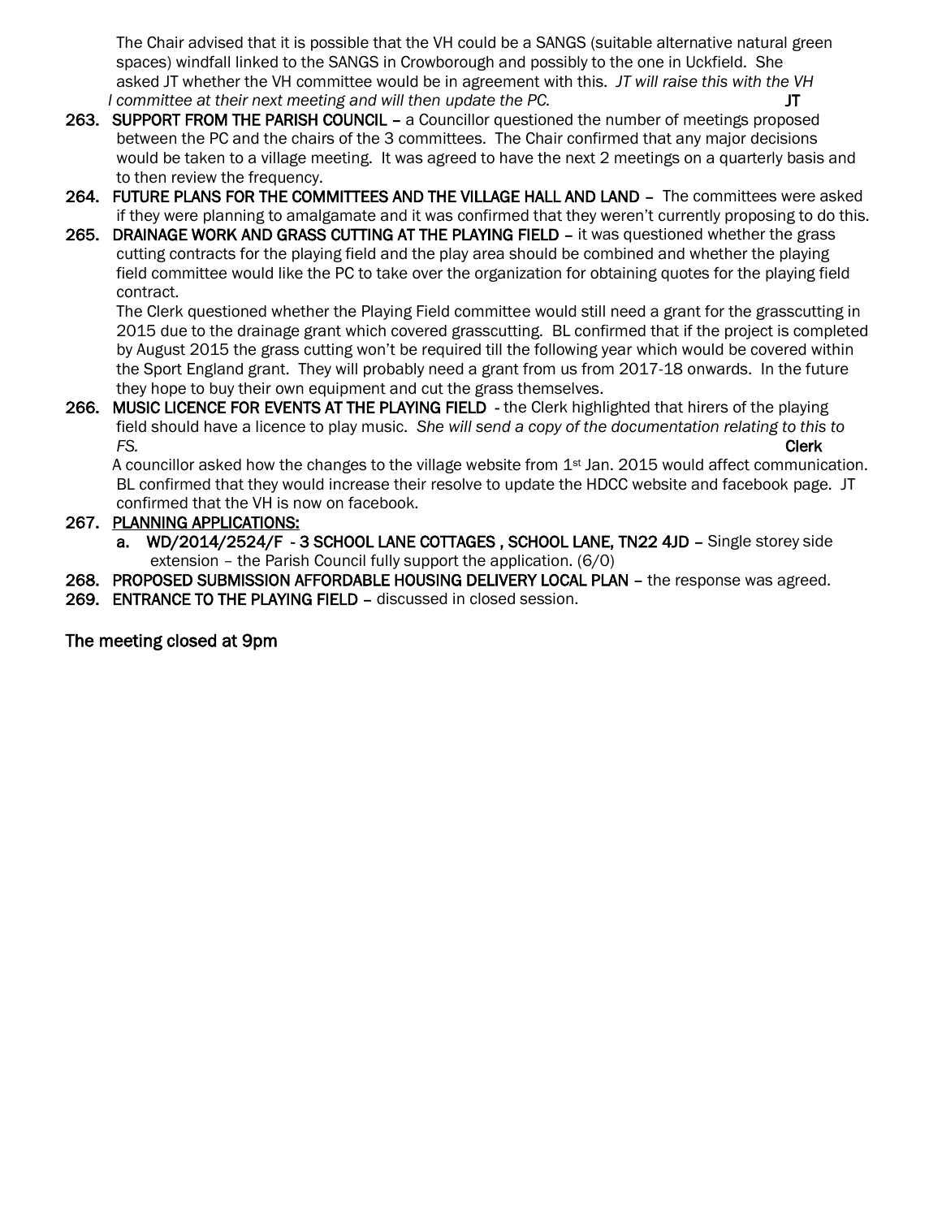The Chair advised that it is possible that the VH could be a SANGS (suitable alternative natural green spaces) windfall linked to the SANGS in Crowborough and possibly to the one in Uckfield. She asked JT whether the VH committee would be in agreement with this. *JT will raise this with the VH l committee at their next meeting and will then update the PC.* **JT**

**263. SUPPORT FROM THE PARISH COUNCIL –** a Councillor questioned the number of meetings proposed between the PC and the chairs of the 3 committees. The Chair confirmed that any major decisions would be taken to a village meeting. It was agreed to have the next 2 meetings on a quarterly basis and to then review the frequency.

**264. FUTURE PLANS FOR THE COMMITTEES AND THE VILLAGE HALL AND LAND –** The committees were asked if they were planning to amalgamate and it was confirmed that they weren't currently proposing to do this.

**265. DRAINAGE WORK AND GRASS CUTTING AT THE PLAYING FIELD –** it was questioned whether the grass cutting contracts for the playing field and the play area should be combined and whether the playing field committee would like the PC to take over the organization for obtaining quotes for the playing field contract.

The Clerk questioned whether the Playing Field committee would still need a grant for the grasscutting in 2015 due to the drainage grant which covered grasscutting. BL confirmed that if the project is completed by August 2015 the grass cutting won't be required till the following year which would be covered within the Sport England grant. They will probably need a grant from us from 2017-18 onwards. In the future they hope to buy their own equipment and cut the grass themselves.

**266. MUSIC LICENCE FOR EVENTS AT THE PLAYING FIELD** - the Clerk highlighted that hirers of the playing field should have a licence to play music. *She will send a copy of the documentation relating to this to FS.* **Clerk**

A councillor asked how the changes to the village website from 1st Jan. 2015 would affect communication. BL confirmed that they would increase their resolve to update the HDCC website and facebook page. JT confirmed that the VH is now on facebook.

**267. PLANNING APPLICATIONS:**

a. **WD/2014/2524/F - 3 SCHOOL LANE COTTAGES , SCHOOL LANE, TN22 4JD –** Single storey side extension – the Parish Council fully support the application. (6/0)

**268. PROPOSED SUBMISSION AFFORDABLE HOUSING DELIVERY LOCAL PLAN –** the response was agreed.

**269. ENTRANCE TO THE PLAYING FIELD –** discussed in closed session.

**The meeting closed at 9pm**